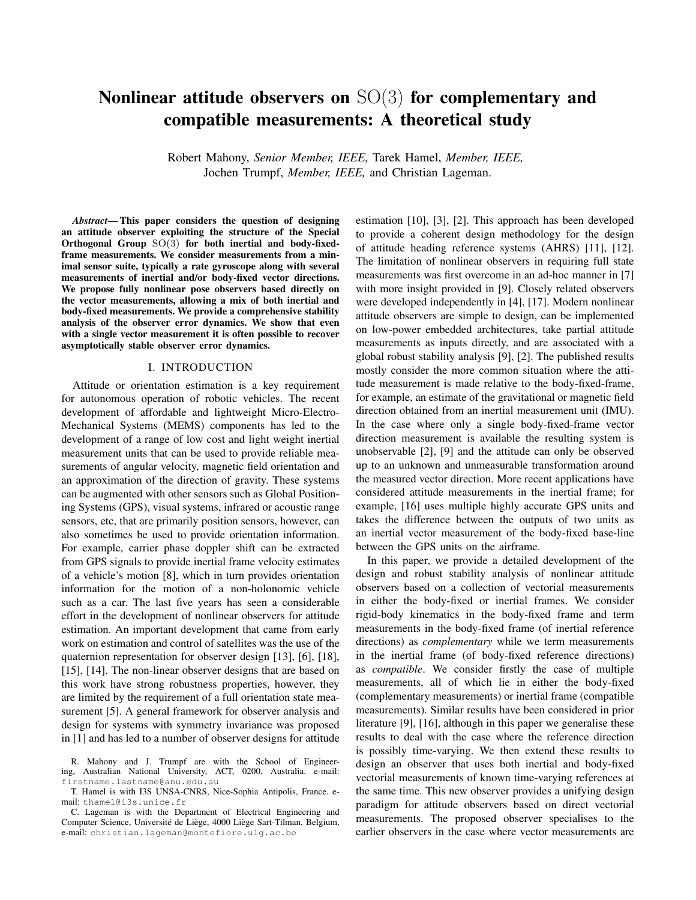# Nonlinear attitude observers on $\mathrm{SO}(3)$ for complementary and compatible measurements: A theoretical study

Robert Mahony, *Senior Member, IEEE,* Tarek Hamel, *Member, IEEE,* Jochen Trumpf, *Member, IEEE,* and Christian Lageman.

***Abstract*— This paper considers the question of designing an attitude observer exploiting the structure of the Special Orthogonal Group $\mathrm{SO}(3)$ for both inertial and body-fixed-frame measurements. We consider measurements from a minimal sensor suite, typically a rate gyroscope along with several measurements of inertial and/or body-fixed vector directions. We propose fully nonlinear pose observers based directly on the vector measurements, allowing a mix of both inertial and body-fixed measurements. We provide a comprehensive stability analysis of the observer error dynamics. We show that even with a single vector measurement it is often possible to recover asymptotically stable observer error dynamics.**

## I. INTRODUCTION

Attitude or orientation estimation is a key requirement for autonomous operation of robotic vehicles. The recent development of affordable and lightweight Micro-Electro-Mechanical Systems (MEMS) components has led to the development of a range of low cost and light weight inertial measurement units that can be used to provide reliable measurements of angular velocity, magnetic field orientation and an approximation of the direction of gravity. These systems can be augmented with other sensors such as Global Positioning Systems (GPS), visual systems, infrared or acoustic range sensors, etc, that are primarily position sensors, however, can also sometimes be used to provide orientation information. For example, carrier phase doppler shift can be extracted from GPS signals to provide inertial frame velocity estimates of a vehicle's motion [8], which in turn provides orientation information for the motion of a non-holonomic vehicle such as a car. The last five years has seen a considerable effort in the development of nonlinear observers for attitude estimation. An important development that came from early work on estimation and control of satellites was the use of the quaternion representation for observer design [13], [6], [18], [15], [14]. The non-linear observer designs that are based on this work have strong robustness properties, however, they are limited by the requirement of a full orientation state measurement [5]. A general framework for observer analysis and design for systems with symmetry invariance was proposed in [1] and has led to a number of observer designs for attitude estimation [10], [3], [2]. This approach has been developed to provide a coherent design methodology for the design of attitude heading reference systems (AHRS) [11], [12]. The limitation of nonlinear observers in requiring full state measurements was first overcome in an ad-hoc manner in [7] with more insight provided in [9]. Closely related observers were developed independently in [4], [17]. Modern nonlinear attitude observers are simple to design, can be implemented on low-power embedded architectures, take partial attitude measurements as inputs directly, and are associated with a global robust stability analysis [9], [2]. The published results mostly consider the more common situation where the attitude measurement is made relative to the body-fixed-frame, for example, an estimate of the gravitational or magnetic field direction obtained from an inertial measurement unit (IMU). In the case where only a single body-fixed-frame vector direction measurement is available the resulting system is unobservable [2], [9] and the attitude can only be observed up to an unknown and unmeasurable transformation around the measured vector direction. More recent applications have considered attitude measurements in the inertial frame; for example, [16] uses multiple highly accurate GPS units and takes the difference between the outputs of two units as an inertial vector measurement of the body-fixed base-line between the GPS units on the airframe.

In this paper, we provide a detailed development of the design and robust stability analysis of nonlinear attitude observers based on a collection of vectorial measurements in either the body-fixed or inertial frames. We consider rigid-body kinematics in the body-fixed frame and term measurements in the body-fixed frame (of inertial reference directions) as *complementary* while we term measurements in the inertial frame (of body-fixed reference directions) as *compatible*. We consider firstly the case of multiple measurements, all of which lie in either the body-fixed (complementary measurements) or inertial frame (compatible measurements). Similar results have been considered in prior literature [9], [16], although in this paper we generalise these results to deal with the case where the reference direction is possibly time-varying. We then extend these results to design an observer that uses both inertial and body-fixed vectorial measurements of known time-varying references at the same time. This new observer provides a unifying design paradigm for attitude observers based on direct vectorial measurements. The proposed observer specialises to the earlier observers in the case where vector measurements are

R. Mahony and J. Trumpf are with the School of Engineering, Australian National University, ACT, 0200, Australia. e-mail: firstname.lastname@anu.edu.au

T. Hamel is with I3S UNSA-CNRS, Nice-Sophia Antipolis, France. e-mail: thamel@i3s.unice.fr

C. Lageman is with the Department of Electrical Engineering and Computer Science, Université de Liège, 4000 Liège Sart-Tilman, Belgium, e-mail: christian.lageman@montefiore.ulg.ac.be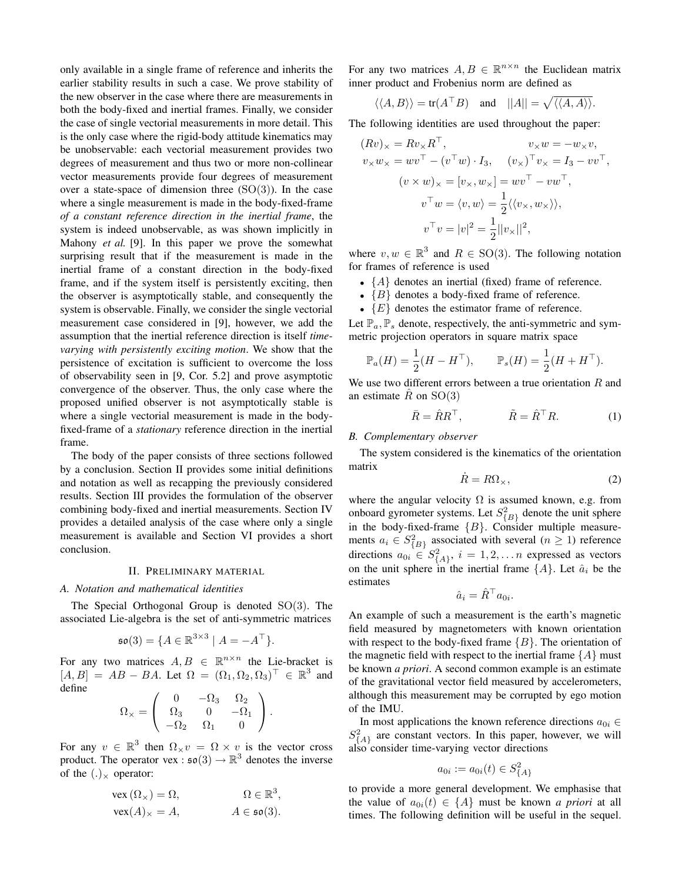only available in a single frame of reference and inherits the earlier stability results in such a case. We prove stability of the new observer in the case where there are measurements in both the body-fixed and inertial frames. Finally, we consider the case of single vectorial measurements in more detail. This is the only case where the rigid-body attitude kinematics may be unobservable: each vectorial measurement provides two degrees of measurement and thus two or more non-collinear vector measurements provide four degrees of measurement over a state-space of dimension three ($\mathrm{SO}(3)$). In the case where a single measurement is made in the body-fixed-frame *of a constant reference direction in the inertial frame*, the system is indeed unobservable, as was shown implicitly in Mahony *et al.* [9]. In this paper we prove the somewhat surprising result that if the measurement is made in the inertial frame of a constant direction in the body-fixed frame, and if the system itself is persistently exciting, then the observer is asymptotically stable, and consequently the system is observable. Finally, we consider the single vectorial measurement case considered in [9], however, we add the assumption that the inertial reference direction is itself *time-varying with persistently exciting motion*. We show that the persistence of excitation is sufficient to overcome the loss of observability seen in [9, Cor. 5.2] and prove asymptotic convergence of the observer. Thus, the only case where the proposed unified observer is not asymptotically stable is where a single vectorial measurement is made in the body-fixed-frame of a *stationary* reference direction in the inertial frame.

The body of the paper consists of three sections followed by a conclusion. Section II provides some initial definitions and notation as well as recapping the previously considered results. Section III provides the formulation of the observer combining body-fixed and inertial measurements. Section IV provides a detailed analysis of the case where only a single measurement is available and Section VI provides a short conclusion.

## II. Preliminary material

### A. Notation and mathematical identities

The Special Orthogonal Group is denoted $\mathrm{SO}(3)$. The associated Lie-algebra is the set of anti-symmetric matrices

$$\mathfrak{so}(3) = \{A \in \mathbb{R}^{3\times 3} \mid A = -A^\top\}.$$

For any two matrices $A, B \in \mathbb{R}^{n\times n}$ the Lie-bracket is $[A, B] = AB - BA$. Let $\Omega = (\Omega_1, \Omega_2, \Omega_3)^\top \in \mathbb{R}^3$ and define

$$\Omega_\times = \begin{pmatrix} 0 & -\Omega_3 & \Omega_2 \\ \Omega_3 & 0 & -\Omega_1 \\ -\Omega_2 & \Omega_1 & 0 \end{pmatrix}.$$

For any $v \in \mathbb{R}^3$ then $\Omega_\times v = \Omega \times v$ is the vector cross product. The operator $\mathrm{vex} : \mathfrak{so}(3) \to \mathbb{R}^3$ denotes the inverse of the $(.)_\times$ operator:

$$\mathrm{vex}\,(\Omega_\times) = \Omega, \qquad \Omega \in \mathbb{R}^3,$$
$$\mathrm{vex}(A)_\times = A, \qquad A \in \mathfrak{so}(3).$$

For any two matrices $A, B \in \mathbb{R}^{n\times n}$ the Euclidean matrix inner product and Frobenius norm are defined as

$$\langle\langle A, B\rangle\rangle = \mathrm{tr}(A^\top B) \quad \text{and} \quad ||A|| = \sqrt{\langle\langle A, A\rangle\rangle}.$$

The following identities are used throughout the paper:

$$(Rv)_\times = Rv_\times R^\top, \qquad v_\times w = -w_\times v,$$
$$v_\times w_\times = wv^\top - (v^\top w)\cdot I_3, \qquad (v_\times)^\top v_\times = I_3 - vv^\top,$$
$$(v \times w)_\times = [v_\times, w_\times] = wv^\top - vw^\top,$$
$$v^\top w = \langle v, w\rangle = \frac{1}{2}\langle\langle v_\times, w_\times\rangle\rangle,$$
$$v^\top v = |v|^2 = \frac{1}{2}||v_\times||^2,$$

where $v, w \in \mathbb{R}^3$ and $R \in \mathrm{SO}(3)$. The following notation for frames of reference is used

- $\{A\}$ denotes an inertial (fixed) frame of reference.
- $\{B\}$ denotes a body-fixed frame of reference.
- $\{E\}$ denotes the estimator frame of reference.

Let $\mathbb{P}_a, \mathbb{P}_s$ denote, respectively, the anti-symmetric and symmetric projection operators in square matrix space

$$\mathbb{P}_a(H) = \frac{1}{2}(H - H^\top), \qquad \mathbb{P}_s(H) = \frac{1}{2}(H + H^\top).$$

We use two different errors between a true orientation $R$ and an estimate $\hat{R}$ on $\mathrm{SO}(3)$

$$\bar{R} = \hat{R}R^\top, \qquad \tilde{R} = \hat{R}^\top R. \tag{1}$$

### B. Complementary observer

The system considered is the kinematics of the orientation matrix

$$\dot{R} = R\Omega_\times, \tag{2}$$

where the angular velocity $\Omega$ is assumed known, e.g. from onboard gyrometer systems. Let $S^2_{\{B\}}$ denote the unit sphere in the body-fixed-frame $\{B\}$. Consider multiple measurements $a_i \in S^2_{\{B\}}$ associated with several ($n \geq 1$) reference directions $a_{0i} \in S^2_{\{A\}}$, $i = 1, 2, \ldots n$ expressed as vectors on the unit sphere in the inertial frame $\{A\}$. Let $\hat{a}_i$ be the estimates

$$\hat{a}_i = \hat{R}^\top a_{0i}.$$

An example of such a measurement is the earth's magnetic field measured by magnetometers with known orientation with respect to the body-fixed frame $\{B\}$. The orientation of the magnetic field with respect to the inertial frame $\{A\}$ must be known *a priori*. A second common example is an estimate of the gravitational vector field measured by accelerometers, although this measurement may be corrupted by ego motion of the IMU.

In most applications the known reference directions $a_{0i} \in S^2_{\{A\}}$ are constant vectors. In this paper, however, we will also consider time-varying vector directions

$$a_{0i} := a_{0i}(t) \in S^2_{\{A\}}$$

to provide a more general development. We emphasise that the value of $a_{0i}(t) \in \{A\}$ must be known *a priori* at all times. The following definition will be useful in the sequel.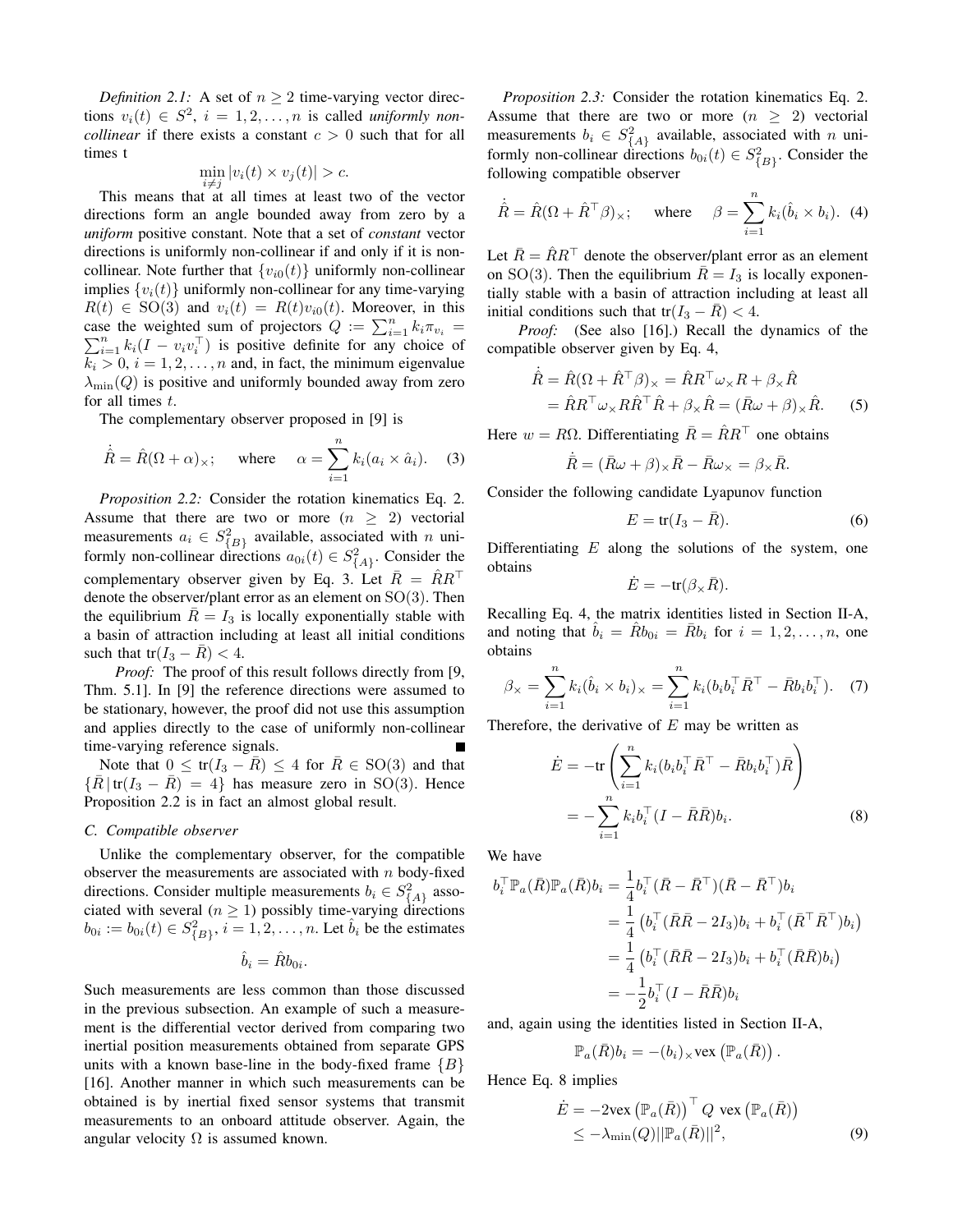*Definition 2.1:* A set of $n \geq 2$ time-varying vector directions $v_i(t) \in S^2$, $i = 1, 2, \dots, n$ is called *uniformly non-collinear* if there exists a constant $c > 0$ such that for all times t

$$\min_{i \neq j} |v_i(t) \times v_j(t)| > c.$$

This means that at all times at least two of the vector directions form an angle bounded away from zero by a *uniform* positive constant. Note that a set of *constant* vector directions is uniformly non-collinear if and only if it is non-collinear. Note further that $\{v_{i0}(t)\}$ uniformly non-collinear implies $\{v_i(t)\}$ uniformly non-collinear for any time-varying $R(t) \in \mathrm{SO}(3)$ and $v_i(t) = R(t)v_{i0}(t)$. Moreover, in this case the weighted sum of projectors $Q := \sum_{i=1}^n k_i \pi_{v_i} = \sum_{i=1}^n k_i(I - v_i v_i^\top)$ is positive definite for any choice of $k_i > 0$, $i = 1, 2, \dots, n$ and, in fact, the minimum eigenvalue $\lambda_{\min}(Q)$ is positive and uniformly bounded away from zero for all times $t$.

The complementary observer proposed in [9] is

$$\dot{\hat{R}} = \hat{R}(\Omega + \alpha)_\times; \quad \text{where} \quad \alpha = \sum_{i=1}^n k_i(a_i \times \hat{a}_i). \quad (3)$$

*Proposition 2.2:* Consider the rotation kinematics Eq. 2. Assume that there are two or more ($n \geq 2$) vectorial measurements $a_i \in S^2_{\{B\}}$ available, associated with $n$ uniformly non-collinear directions $a_{0i}(t) \in S^2_{\{A\}}$. Consider the complementary observer given by Eq. 3. Let $\bar{R} = \hat{R}R^\top$ denote the observer/plant error as an element on $\mathrm{SO}(3)$. Then the equilibrium $\bar{R} = I_3$ is locally exponentially stable with a basin of attraction including at least all initial conditions such that $\mathrm{tr}(I_3 - \bar{R}) < 4$.

*Proof:* The proof of this result follows directly from [9, Thm. 5.1]. In [9] the reference directions were assumed to be stationary, however, the proof did not use this assumption and applies directly to the case of uniformly non-collinear time-varying reference signals. ∎

Note that $0 \leq \mathrm{tr}(I_3 - \bar{R}) \leq 4$ for $\bar{R} \in \mathrm{SO}(3)$ and that $\{\bar{R} \,|\, \mathrm{tr}(I_3 - \bar{R}) = 4\}$ has measure zero in $\mathrm{SO}(3)$. Hence Proposition 2.2 is in fact an almost global result.

### C. Compatible observer

Unlike the complementary observer, for the compatible observer the measurements are associated with $n$ body-fixed directions. Consider multiple measurements $b_i \in S^2_{\{A\}}$ associated with several ($n \geq 1$) possibly time-varying directions $b_{0i} := b_{0i}(t) \in S^2_{\{B\}}$, $i = 1, 2, \dots, n$. Let $\hat{b}_i$ be the estimates

$$\hat{b}_i = \hat{R}b_{0i}.$$

Such measurements are less common than those discussed in the previous subsection. An example of such a measurement is the differential vector derived from comparing two inertial position measurements obtained from separate GPS units with a known base-line in the body-fixed frame $\{B\}$ [16]. Another manner in which such measurements can be obtained is by inertial fixed sensor systems that transmit measurements to an onboard attitude observer. Again, the angular velocity $\Omega$ is assumed known.

*Proposition 2.3:* Consider the rotation kinematics Eq. 2. Assume that there are two or more ($n \geq 2$) vectorial measurements $b_i \in S^2_{\{A\}}$ available, associated with $n$ uniformly non-collinear directions $b_{0i}(t) \in S^2_{\{B\}}$. Consider the following compatible observer

$$\dot{\hat{R}} = \hat{R}(\Omega + \hat{R}^\top \beta)_\times; \quad \text{where} \quad \beta = \sum_{i=1}^n k_i(\hat{b}_i \times b_i). \quad (4)$$

Let $\bar{R} = \hat{R}R^\top$ denote the observer/plant error as an element on $\mathrm{SO}(3)$. Then the equilibrium $\bar{R} = I_3$ is locally exponentially stable with a basin of attraction including at least all initial conditions such that $\mathrm{tr}(I_3 - \bar{R}) < 4$.

*Proof:* (See also [16].) Recall the dynamics of the compatible observer given by Eq. 4,

$$\begin{aligned}
\dot{\hat{R}} &= \hat{R}(\Omega + \hat{R}^\top \beta)_\times = \hat{R}R^\top \omega_\times R + \beta_\times \hat{R} \\
&= \hat{R}R^\top \omega_\times R \hat{R}^\top \hat{R} + \beta_\times \hat{R} = (\bar{R}\omega + \beta)_\times \hat{R}. \quad (5)
\end{aligned}$$

Here $w = R\Omega$. Differentiating $\bar{R} = \hat{R}R^\top$ one obtains

$$\dot{\bar{R}} = (\bar{R}\omega + \beta)_\times \bar{R} - \bar{R}\omega_\times = \beta_\times \bar{R}.$$

Consider the following candidate Lyapunov function

$$E = \mathrm{tr}(I_3 - \bar{R}). \quad (6)$$

Differentiating $E$ along the solutions of the system, one obtains

$$\dot{E} = -\mathrm{tr}(\beta_\times \bar{R}).$$

Recalling Eq. 4, the matrix identities listed in Section II-A, and noting that $\hat{b}_i = \hat{R}b_{0i} = \bar{R}b_i$ for $i = 1, 2, \dots, n$, one obtains

$$\beta_\times = \sum_{i=1}^n k_i(\hat{b}_i \times b_i)_\times = \sum_{i=1}^n k_i(b_i b_i^\top \bar{R}^\top - \bar{R}b_i b_i^\top). \quad (7)$$

Therefore, the derivative of $E$ may be written as

$$\begin{aligned}
\dot{E} &= -\mathrm{tr}\left(\sum_{i=1}^n k_i(b_i b_i^\top \bar{R}^\top - \bar{R}b_i b_i^\top)\bar{R}\right) \\
&= -\sum_{i=1}^n k_i b_i^\top (I - \bar{R}\bar{R})b_i. \quad (8)
\end{aligned}$$

We have

$$\begin{aligned}
b_i^\top \mathbb{P}_a(\bar{R})\mathbb{P}_a(\bar{R})b_i &= \frac{1}{4}b_i^\top(\bar{R} - \bar{R}^\top)(\bar{R} - \bar{R}^\top)b_i \\
&= \frac{1}{4}\left(b_i^\top(\bar{R}\bar{R} - 2I_3)b_i + b_i^\top(\bar{R}^\top \bar{R}^\top)b_i\right) \\
&= \frac{1}{4}\left(b_i^\top(\bar{R}\bar{R} - 2I_3)b_i + b_i^\top(\bar{R}\bar{R})b_i\right) \\
&= -\frac{1}{2}b_i^\top(I - \bar{R}\bar{R})b_i
\end{aligned}$$

and, again using the identities listed in Section II-A,

$$\mathbb{P}_a(\bar{R})b_i = -(b_i)_\times \mathrm{vex}\left(\mathbb{P}_a(\bar{R})\right).$$

Hence Eq. 8 implies

$$\begin{aligned}
\dot{E} &= -2\mathrm{vex}\left(\mathbb{P}_a(\bar{R})\right)^\top Q \ \mathrm{vex}\left(\mathbb{P}_a(\bar{R})\right) \\
&\leq -\lambda_{\min}(Q)||\mathbb{P}_a(\bar{R})||^2, \quad (9)
\end{aligned}$$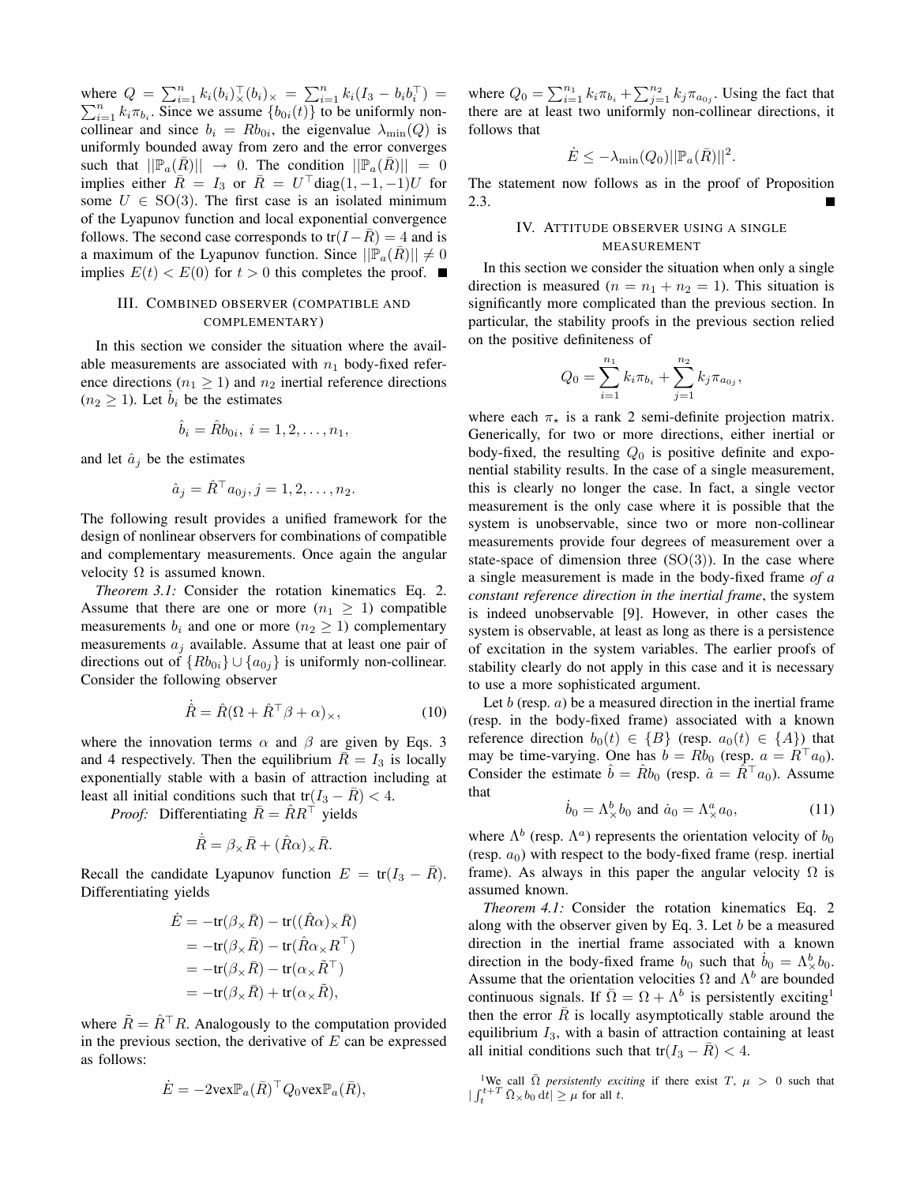where $Q = \sum_{i=1}^{n} k_i (b_i)_\times^\top (b_i)_\times = \sum_{i=1}^{n} k_i (I_3 - b_i b_i^\top) = \sum_{i=1}^{n} k_i \pi_{b_i}$. Since we assume $\{b_{0i}(t)\}$ to be uniformly non-collinear and since $b_i = R b_{0i}$, the eigenvalue $\lambda_{\min}(Q)$ is uniformly bounded away from zero and the error converges such that $||\mathbb{P}_a(\bar{R})|| \to 0$. The condition $||\mathbb{P}_a(\bar{R})|| = 0$ implies either $\bar{R} = I_3$ or $\bar{R} = U^\top \mathrm{diag}(1, -1, -1) U$ for some $U \in \mathrm{SO}(3)$. The first case is an isolated minimum of the Lyapunov function and local exponential convergence follows. The second case corresponds to $\mathrm{tr}(I - \bar{R}) = 4$ and is a maximum of the Lyapunov function. Since $||\mathbb{P}_a(\bar{R})|| \neq 0$ implies $E(t) < E(0)$ for $t > 0$ this completes the proof. ∎

## III. Combined observer (compatible and complementary)

In this section we consider the situation where the available measurements are associated with $n_1$ body-fixed reference directions ($n_1 \geq 1$) and $n_2$ inertial reference directions ($n_2 \geq 1$). Let $\hat{b}_i$ be the estimates

$$\hat{b}_i = \hat{R} b_{0i},\ i = 1, 2, \ldots, n_1,$$

and let $\hat{a}_j$ be the estimates

$$\hat{a}_j = \hat{R}^\top a_{0j}, j = 1, 2, \ldots, n_2.$$

The following result provides a unified framework for the design of nonlinear observers for combinations of compatible and complementary measurements. Once again the angular velocity $\Omega$ is assumed known.

*Theorem 3.1:* Consider the rotation kinematics Eq. 2. Assume that there are one or more ($n_1 \geq 1$) compatible measurements $b_i$ and one or more ($n_2 \geq 1$) complementary measurements $a_j$ available. Assume that at least one pair of directions out of $\{R b_{0i}\} \cup \{a_{0j}\}$ is uniformly non-collinear. Consider the following observer

$$\dot{\hat{R}} = \hat{R}(\Omega + \hat{R}^\top \beta + \alpha)_\times, \tag{10}$$

where the innovation terms $\alpha$ and $\beta$ are given by Eqs. 3 and 4 respectively. Then the equilibrium $\bar{R} = I_3$ is locally exponentially stable with a basin of attraction including at least all initial conditions such that $\mathrm{tr}(I_3 - \bar{R}) < 4$.

*Proof:* Differentiating $\bar{R} = \hat{R} R^\top$ yields

$$\dot{\bar{R}} = \beta_\times \bar{R} + (\hat{R}\alpha)_\times \bar{R}.$$

Recall the candidate Lyapunov function $E = \mathrm{tr}(I_3 - \bar{R})$. Differentiating yields

$$\begin{aligned}
\dot{E} &= -\mathrm{tr}(\beta_\times \bar{R}) - \mathrm{tr}((\hat{R}\alpha)_\times \bar{R}) \\
&= -\mathrm{tr}(\beta_\times \bar{R}) - \mathrm{tr}(\hat{R}\alpha_\times R^\top) \\
&= -\mathrm{tr}(\beta_\times \bar{R}) - \mathrm{tr}(\alpha_\times \tilde{R}^\top) \\
&= -\mathrm{tr}(\beta_\times \bar{R}) + \mathrm{tr}(\alpha_\times \tilde{R}),
\end{aligned}$$

where $\tilde{R} = \hat{R}^\top R$. Analogously to the computation provided in the previous section, the derivative of $E$ can be expressed as follows:

$$\dot{E} = -2 \mathrm{vex}\mathbb{P}_a(\bar{R})^\top Q_0 \mathrm{vex}\mathbb{P}_a(\bar{R}),$$

where $Q_0 = \sum_{i=1}^{n_1} k_i \pi_{b_i} + \sum_{j=1}^{n_2} k_j \pi_{a_{0j}}$. Using the fact that there are at least two uniformly non-collinear directions, it follows that

$$\dot{E} \leq -\lambda_{\min}(Q_0) ||\mathbb{P}_a(\bar{R})||^2.$$

The statement now follows as in the proof of Proposition 2.3. ∎

## IV. Attitude observer using a single measurement

In this section we consider the situation when only a single direction is measured ($n = n_1 + n_2 = 1$). This situation is significantly more complicated than the previous section. In particular, the stability proofs in the previous section relied on the positive definiteness of

$$Q_0 = \sum_{i=1}^{n_1} k_i \pi_{b_i} + \sum_{j=1}^{n_2} k_j \pi_{a_{0j}},$$

where each $\pi_\star$ is a rank 2 semi-definite projection matrix. Generically, for two or more directions, either inertial or body-fixed, the resulting $Q_0$ is positive definite and exponential stability results. In the case of a single measurement, this is clearly no longer the case. In fact, a single vector measurement is the only case where it is possible that the system is unobservable, since two or more non-collinear measurements provide four degrees of measurement over a state-space of dimension three ($\mathrm{SO}(3)$). In the case where a single measurement is made in the body-fixed frame *of a constant reference direction in the inertial frame*, the system is indeed unobservable [9]. However, in other cases the system is observable, at least as long as there is a persistence of excitation in the system variables. The earlier proofs of stability clearly do not apply in this case and it is necessary to use a more sophisticated argument.

Let $b$ (resp. $a$) be a measured direction in the inertial frame (resp. in the body-fixed frame) associated with a known reference direction $b_0(t) \in \{B\}$ (resp. $a_0(t) \in \{A\}$) that may be time-varying. One has $b = R b_0$ (resp. $a = R^\top a_0$). Consider the estimate $\hat{b} = \hat{R} b_0$ (resp. $\hat{a} = \hat{R}^\top a_0$). Assume that

$$\dot{b}_0 = \Lambda^b_\times b_0 \text{ and } \dot{a}_0 = \Lambda^a_\times a_0, \tag{11}$$

where $\Lambda^b$ (resp. $\Lambda^a$) represents the orientation velocity of $b_0$ (resp. $a_0$) with respect to the body-fixed frame (resp. inertial frame). As always in this paper the angular velocity $\Omega$ is assumed known.

*Theorem 4.1:* Consider the rotation kinematics Eq. 2 along with the observer given by Eq. 3. Let $b$ be a measured direction in the inertial frame associated with a known direction in the body-fixed frame $b_0$ such that $\dot{b}_0 = \Lambda^b_\times b_0$. Assume that the orientation velocities $\Omega$ and $\Lambda^b$ are bounded continuous signals. If $\bar{\Omega} = \Omega + \Lambda^b$ is persistently exciting[1] then the error $\bar{R}$ is locally asymptotically stable around the equilibrium $I_3$, with a basin of attraction containing at least all initial conditions such that $\mathrm{tr}(I_3 - \bar{R}) < 4$.

[1] We call $\bar{\Omega}$ *persistently exciting* if there exist $T,\ \mu > 0$ such that $|\int_t^{t+T} \bar{\Omega}_\times b_0 \, \mathrm{d}t| \geq \mu$ for all $t$.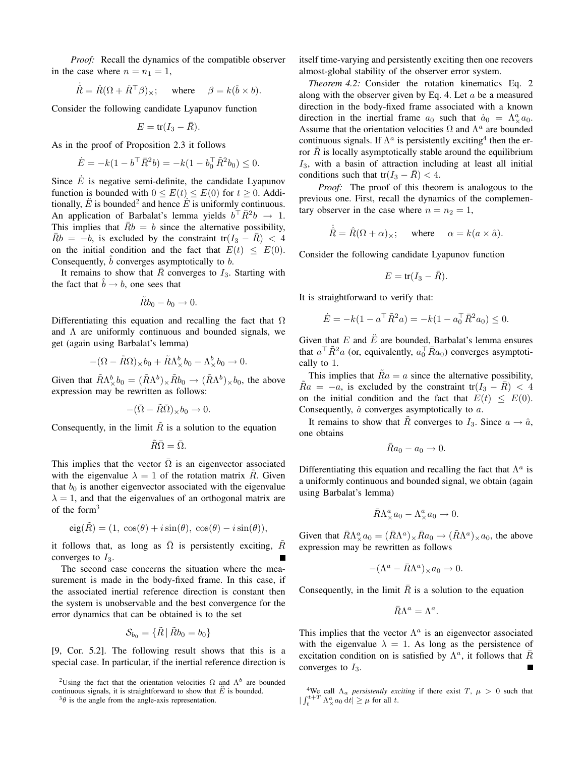*Proof:* Recall the dynamics of the compatible observer in the case where $n = n_1 = 1$,

$$\dot{\hat{R}} = \hat{R}(\Omega + \hat{R}^\top \beta)_\times; \quad \text{where} \quad \beta = k(\hat{b} \times b).$$

Consider the following candidate Lyapunov function

$$E = \text{tr}(I_3 - \bar{R}).$$

As in the proof of Proposition 2.3 it follows

$$\dot{E} = -k(1 - b^\top \bar{R}^2 b) = -k(1 - b_0^\top \tilde{R}^2 b_0) \leq 0.$$

Since $\dot{E}$ is negative semi-definite, the candidate Lyapunov function is bounded with $0 \leq E(t) \leq E(0)$ for $t \geq 0$. Additionally, $\ddot{E}$ is bounded[2] and hence $\dot{E}$ is uniformly continuous. An application of Barbalat's lemma yields $b^\top \bar{R}^2 b \rightarrow 1$. This implies that $\bar{R}b = b$ since the alternative possibility, $\bar{R}b = -b$, is excluded by the constraint $\text{tr}(I_3 - \bar{R}) < 4$ on the initial condition and the fact that $E(t) \leq E(0)$. Consequently, $\hat{b}$ converges asymptotically to $b$.

It remains to show that $\bar{R}$ converges to $I_3$. Starting with the fact that $\hat{b} \rightarrow b$, one sees that

$$\tilde{R}b_0 - b_0 \rightarrow 0.$$

Differentiating this equation and recalling the fact that $\Omega$ and $\Lambda$ are uniformly continuous and bounded signals, we get (again using Barbalat's lemma)

$$-(\Omega - \tilde{R}\Omega)_\times b_0 + \tilde{R}\Lambda^b_\times b_0 - \Lambda^b_\times b_0 \rightarrow 0.$$

Given that $\tilde{R}\Lambda^b_\times b_0 = (\tilde{R}\Lambda^b)_\times \tilde{R}b_0 \rightarrow (\tilde{R}\Lambda^b)_\times b_0$, the above expression may be rewritten as follows:

$$-(\bar{\Omega} - \tilde{R}\bar{\Omega})_\times b_0 \rightarrow 0.$$

Consequently, in the limit $\tilde{R}$ is a solution to the equation

$$\tilde{R}\bar{\Omega} = \bar{\Omega}.$$

This implies that the vector $\bar{\Omega}$ is an eigenvector associated with the eigenvalue $\lambda = 1$ of the rotation matrix $\tilde{R}$. Given that $b_0$ is another eigenvector associated with the eigenvalue $\lambda = 1$, and that the eigenvalues of an orthogonal matrix are of the form[3]

$$\text{eig}(\tilde{R}) = (1,\ \cos(\theta) + i\sin(\theta),\ \cos(\theta) - i\sin(\theta)),$$

it follows that, as long as $\bar{\Omega}$ is persistently exciting, $\tilde{R}$ converges to $I_3$. ∎

The second case concerns the situation where the measurement is made in the body-fixed frame. In this case, if the associated inertial reference direction is constant then the system is unobservable and the best convergence for the error dynamics that can be obtained is to the set

$$\mathcal{S}_{b_0} = \{\tilde{R} \,|\, \tilde{R}b_0 = b_0\}$$

[9, Cor. 5.2]. The following result shows that this is a special case. In particular, if the inertial reference direction is itself time-varying and persistently exciting then one recovers almost-global stability of the observer error system.

*Theorem 4.2:* Consider the rotation kinematics Eq. 2 along with the observer given by Eq. 4. Let $a$ be a measured direction in the body-fixed frame associated with a known direction in the inertial frame $a_0$ such that $\dot{a}_0 = \Lambda^a_\times a_0$. Assume that the orientation velocities $\Omega$ and $\Lambda^a$ are bounded continuous signals. If $\Lambda^a$ is persistently exciting[4] then the error $\bar{R}$ is locally asymptotically stable around the equilibrium $I_3$, with a basin of attraction including at least all initial conditions such that $\text{tr}(I_3 - \bar{R}) < 4$.

*Proof:* The proof of this theorem is analogous to the previous one. First, recall the dynamics of the complementary observer in the case where $n = n_2 = 1$,

$$\dot{\hat{R}} = \hat{R}(\Omega + \alpha)_\times; \quad \text{where} \quad \alpha = k(a \times \hat{a}).$$

Consider the following candidate Lyapunov function

$$E = \text{tr}(I_3 - \bar{R}).$$

It is straightforward to verify that:

$$\dot{E} = -k(1 - a^\top \tilde{R}^2 a) = -k(1 - a_0^\top \bar{R}^2 a_0) \leq 0.$$

Given that $E$ and $\ddot{E}$ are bounded, Barbalat's lemma ensures that $a^\top \tilde{R}^2 a$ (or, equivalently, $a_0^\top \bar{R} a_0$) converges asymptotically to 1.

This implies that $\tilde{R}a = a$ since the alternative possibility, $\tilde{R}a = -a$, is excluded by the constraint $\text{tr}(I_3 - \bar{R}) < 4$ on the initial condition and the fact that $E(t) \leq E(0)$. Consequently, $\hat{a}$ converges asymptotically to $a$.

It remains to show that $\bar{R}$ converges to $I_3$. Since $a \rightarrow \hat{a}$, one obtains

$$\bar{R}a_0 - a_0 \rightarrow 0.$$

Differentiating this equation and recalling the fact that $\Lambda^a$ is a uniformly continuous and bounded signal, we obtain (again using Barbalat's lemma)

$$\bar{R}\Lambda^a_\times a_0 - \Lambda^a_\times a_0 \rightarrow 0.$$

Given that $\bar{R}\Lambda^a_\times a_0 = (\bar{R}\Lambda^a)_\times \bar{R}a_0 \rightarrow (\tilde{R}\Lambda^a)_\times a_0$, the above expression may be rewritten as follows

$$-(\Lambda^a - \bar{R}\Lambda^a)_\times a_0 \rightarrow 0.$$

Consequently, in the limit $\bar{R}$ is a solution to the equation

$$\bar{R}\Lambda^a = \Lambda^a.$$

This implies that the vector $\Lambda^a$ is an eigenvector associated with the eigenvalue $\lambda = 1$. As long as the persistence of excitation condition on is satisfied by $\Lambda^a$, it follows that $\bar{R}$ converges to $I_3$. ∎

---

[2] Using the fact that the orientation velocities $\Omega$ and $\Lambda^b$ are bounded continuous signals, it is straightforward to show that $\ddot{E}$ is bounded.

[3] $\theta$ is the angle from the angle-axis representation.

[4] We call $\Lambda_a$ *persistently exciting* if there exist $T,\ \mu > 0$ such that $|\int_t^{t+T} \Lambda^a_\times a_0 \,\mathrm{d}t| \geq \mu$ for all $t$.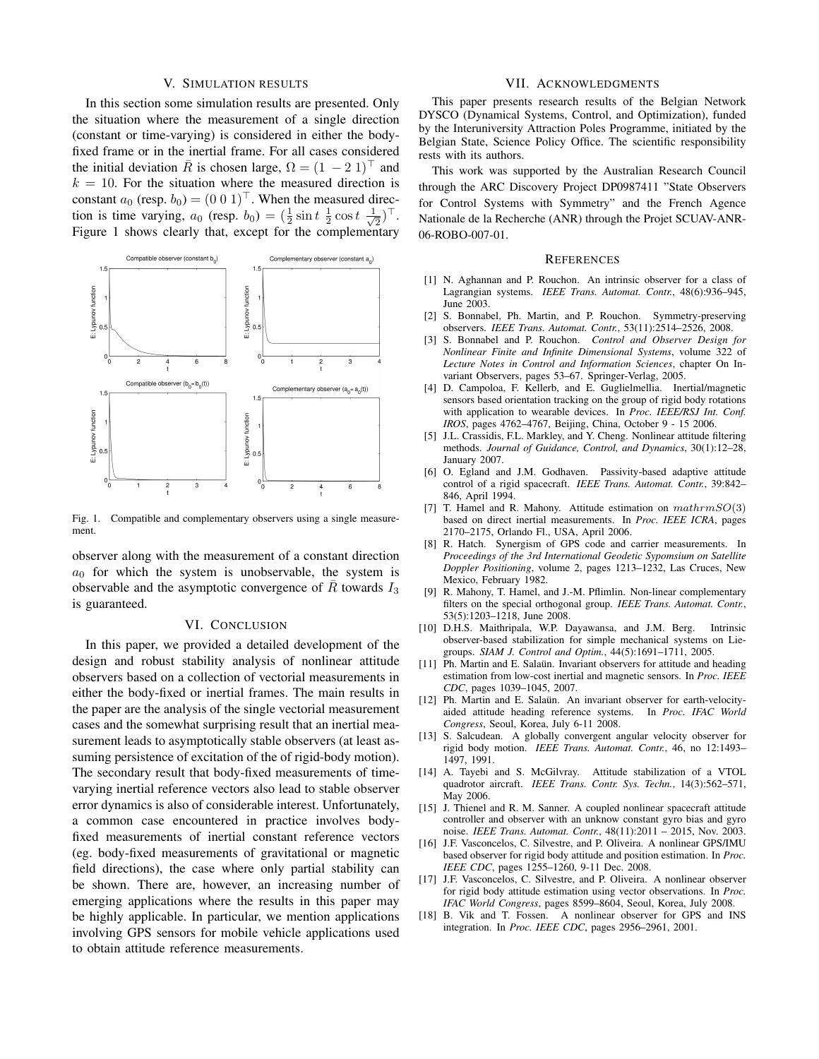## V. Simulation results

In this section some simulation results are presented. Only the situation where the measurement of a single direction (constant or time-varying) is considered in either the body-fixed frame or in the inertial frame. For all cases considered the initial deviation $\bar{R}$ is chosen large, $\Omega = (1\ -2\ 1)^\top$ and $k = 10$. For the situation where the measured direction is constant $a_0$ (resp. $b_0$) $= (0\ 0\ 1)^\top$. When the measured direction is time varying, $a_0$ (resp. $b_0$) $= (\frac{1}{2}\sin t\ \frac{1}{2}\cos t\ \frac{1}{\sqrt{2}})^\top$. Figure 1 shows clearly that, except for the complementary observer along with the measurement of a constant direction $a_0$ for which the system is unobservable, the system is observable and the asymptotic convergence of $\bar{R}$ towards $I_3$ is guaranteed.

Compatible observer (constant b0)
Complementary observer (constant a0)
Compatible observer (b0=b0(t))
Complementary observer (a0=a0(t))
E: Lypunov function
t

Fig. 1. Compatible and complementary observers using a single measurement.

## VI. Conclusion

In this paper, we provided a detailed development of the design and robust stability analysis of nonlinear attitude observers based on a collection of vectorial measurements in either the body-fixed or inertial frames. The main results in the paper are the analysis of the single vectorial measurement cases and the somewhat surprising result that an inertial measurement leads to asymptotically stable observers (at least assuming persistence of excitation of the of rigid-body motion). The secondary result that body-fixed measurements of time-varying inertial reference vectors also lead to stable observer error dynamics is also of considerable interest. Unfortunately, a common case encountered in practice involves body-fixed measurements of inertial constant reference vectors (eg. body-fixed measurements of gravitational or magnetic field directions), the case where only partial stability can be shown. There are, however, an increasing number of emerging applications where the results in this paper may be highly applicable. In particular, we mention applications involving GPS sensors for mobile vehicle applications used to obtain attitude reference measurements.

## VII. Acknowledgments

This paper presents research results of the Belgian Network DYSCO (Dynamical Systems, Control, and Optimization), funded by the Interuniversity Attraction Poles Programme, initiated by the Belgian State, Science Policy Office. The scientific responsibility rests with its authors.

This work was supported by the Australian Research Council through the ARC Discovery Project DP0987411 "State Observers for Control Systems with Symmetry" and the French Agence Nationale de la Recherche (ANR) through the Projet SCUAV-ANR-06-ROBO-007-01.

## References

[1] N. Aghannan and P. Rouchon. An intrinsic observer for a class of Lagrangian systems. *IEEE Trans. Automat. Contr.*, 48(6):936–945, June 2003.

[2] S. Bonnabel, Ph. Martin, and P. Rouchon. Symmetry-preserving observers. *IEEE Trans. Automat. Contr.*, 53(11):2514–2526, 2008.

[3] S. Bonnabel and P. Rouchon. *Control and Observer Design for Nonlinear Finite and Infinite Dimensional Systems*, volume 322 of *Lecture Notes in Control and Information Sciences*, chapter On Invariant Observers, pages 53–67. Springer-Verlag, 2005.

[4] D. Campoloa, F. Kellerb, and E. Guglielmellia. Inertial/magnetic sensors based orientation tracking on the group of rigid body rotations with application to wearable devices. In *Proc. IEEE/RSJ Int. Conf. IROS*, pages 4762–4767, Beijing, China, October 9 - 15 2006.

[5] J.L. Crassidis, F.L. Markley, and Y. Cheng. Nonlinear attitude filtering methods. *Journal of Guidance, Control, and Dynamics*, 30(1):12–28, January 2007.

[6] O. Egland and J.M. Godhaven. Passivity-based adaptive attitude control of a rigid spacecraft. *IEEE Trans. Automat. Contr.*, 39:842–846, April 1994.

[7] T. Hamel and R. Mahony. Attitude estimation on $mathrmSO(3)$ based on direct inertial measurements. In *Proc. IEEE ICRA*, pages 2170–2175, Orlando Fl., USA, April 2006.

[8] R. Hatch. Synergism of GPS code and carrier measurements. In *Proceedings of the 3rd International Geodetic Sypomsium on Satellite Doppler Positioning*, volume 2, pages 1213–1232, Las Cruces, New Mexico, February 1982.

[9] R. Mahony, T. Hamel, and J.-M. Pflimlin. Non-linear complementary filters on the special orthogonal group. *IEEE Trans. Automat. Contr.*, 53(5):1203–1218, June 2008.

[10] D.H.S. Maithripala, W.P. Dayawansa, and J.M. Berg. Intrinsic observer-based stabilization for simple mechanical systems on Lie-groups. *SIAM J. Control and Optim.*, 44(5):1691–1711, 2005.

[11] Ph. Martin and E. Salaün. Invariant observers for attitude and heading estimation from low-cost inertial and magnetic sensors. In *Proc. IEEE CDC*, pages 1039–1045, 2007.

[12] Ph. Martin and E. Salaün. An invariant observer for earth-velocity-aided attitude heading reference systems. In *Proc. IFAC World Congress*, Seoul, Korea, July 6-11 2008.

[13] S. Salcudean. A globally convergent angular velocity observer for rigid body motion. *IEEE Trans. Automat. Contr.*, 46, no 12:1493–1497, 1991.

[14] A. Tayebi and S. McGilvray. Attitude stabilization of a VTOL quadrotor aircraft. *IEEE Trans. Contr. Sys. Techn.*, 14(3):562–571, May 2006.

[15] J. Thienel and R. M. Sanner. A coupled nonlinear spacecraft attitude controller and observer with an unknow constant gyro bias and gyro noise. *IEEE Trans. Automat. Contr.*, 48(11):2011 – 2015, Nov. 2003.

[16] J.F. Vasconcelos, C. Silvestre, and P. Oliveira. A nonlinear GPS/IMU based observer for rigid body attitude and position estimation. In *Proc. IEEE CDC*, pages 1255–1260, 9-11 Dec. 2008.

[17] J.F. Vasconcelos, C. Silvestre, and P. Oliveira. A nonlinear observer for rigid body attitude estimation using vector observations. In *Proc. IFAC World Congress*, pages 8599–8604, Seoul, Korea, July 2008.

[18] B. Vik and T. Fossen. A nonlinear observer for GPS and INS integration. In *Proc. IEEE CDC*, pages 2956–2961, 2001.